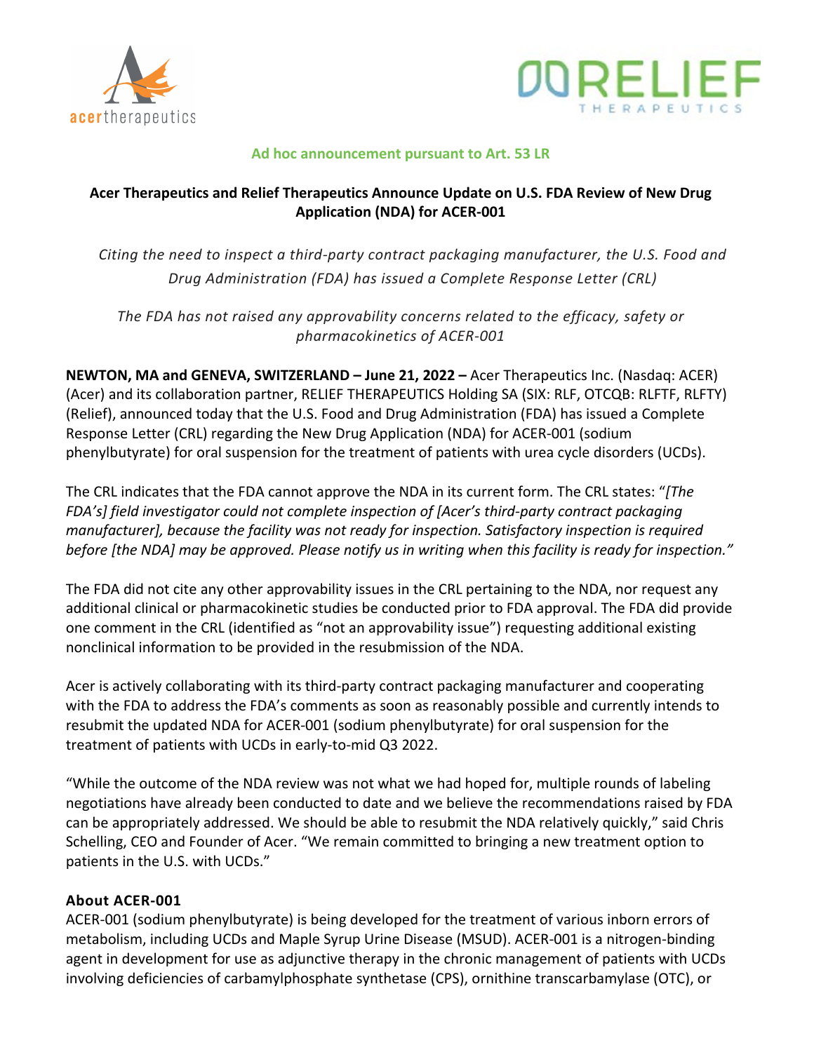Ad hoc announcement pursuant to Art. 53 LR

# Acer Therapeutics and Relief Therapeutics Announce Update on U.S. FDA Review of New Drug Application (NDA) for ACER-001

*Citing the need to inspect a third-party contract packaging manufacturer, the U.S. Food and Drug Administration (FDA) has issued a Complete Response Letter (CRL)*

*The FDA has not raised any approvability concerns related to the efficacy, safety or pharmacokinetics of ACER-001*

**NEWTON, MA and GENEVA, SWITZERLAND – June 21, 2022 –** Acer Therapeutics Inc. (Nasdaq: ACER) (Acer) and its collaboration partner, RELIEF THERAPEUTICS Holding SA (SIX: RLF, OTCQB: RLFTF, RLFTY) (Relief), announced today that the U.S. Food and Drug Administration (FDA) has issued a Complete Response Letter (CRL) regarding the New Drug Application (NDA) for ACER-001 (sodium phenylbutyrate) for oral suspension for the treatment of patients with urea cycle disorders (UCDs).

The CRL indicates that the FDA cannot approve the NDA in its current form. The CRL states: "*[The FDA's] field investigator could not complete inspection of [Acer's third-party contract packaging manufacturer], because the facility was not ready for inspection. Satisfactory inspection is required before [the NDA] may be approved. Please notify us in writing when this facility is ready for inspection.*"

The FDA did not cite any other approvability issues in the CRL pertaining to the NDA, nor request any additional clinical or pharmacokinetic studies be conducted prior to FDA approval. The FDA did provide one comment in the CRL (identified as "not an approvability issue") requesting additional existing nonclinical information to be provided in the resubmission of the NDA.

Acer is actively collaborating with its third-party contract packaging manufacturer and cooperating with the FDA to address the FDA's comments as soon as reasonably possible and currently intends to resubmit the updated NDA for ACER-001 (sodium phenylbutyrate) for oral suspension for the treatment of patients with UCDs in early-to-mid Q3 2022.

"While the outcome of the NDA review was not what we had hoped for, multiple rounds of labeling negotiations have already been conducted to date and we believe the recommendations raised by FDA can be appropriately addressed. We should be able to resubmit the NDA relatively quickly," said Chris Schelling, CEO and Founder of Acer. "We remain committed to bringing a new treatment option to patients in the U.S. with UCDs."

## About ACER-001

ACER-001 (sodium phenylbutyrate) is being developed for the treatment of various inborn errors of metabolism, including UCDs and Maple Syrup Urine Disease (MSUD). ACER-001 is a nitrogen-binding agent in development for use as adjunctive therapy in the chronic management of patients with UCDs involving deficiencies of carbamylphosphate synthetase (CPS), ornithine transcarbamylase (OTC), or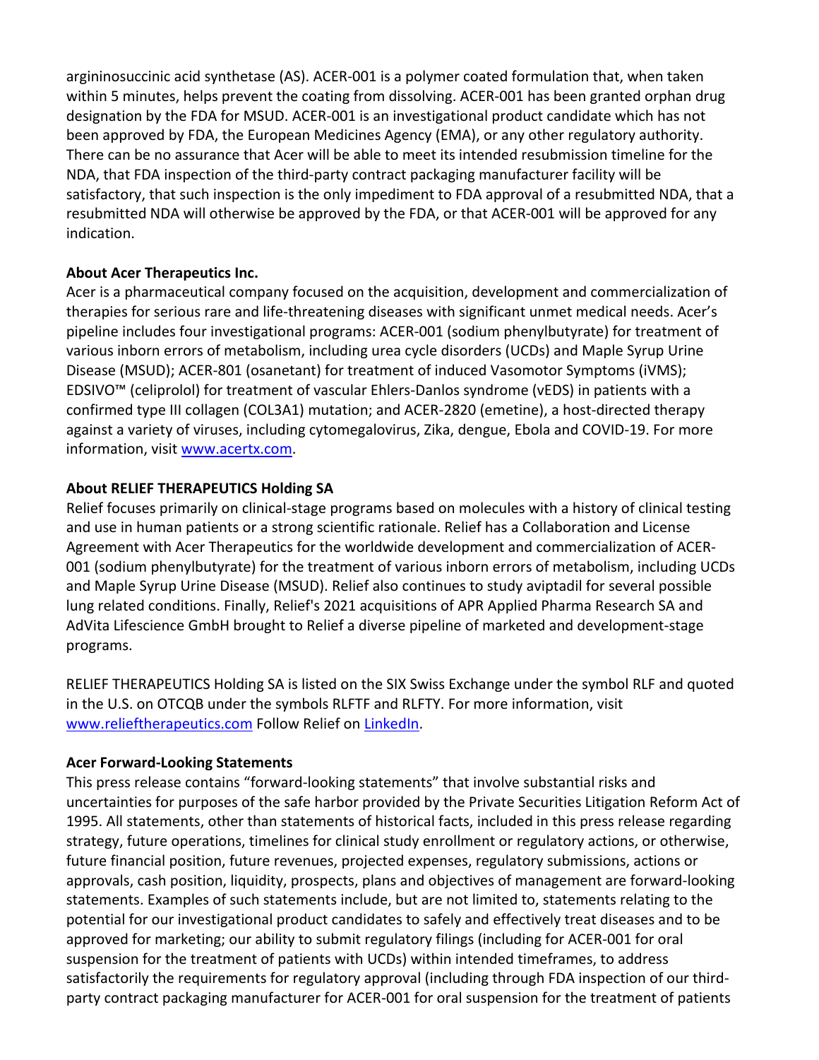argininosuccinic acid synthetase (AS). ACER-001 is a polymer coated formulation that, when taken within 5 minutes, helps prevent the coating from dissolving. ACER-001 has been granted orphan drug designation by the FDA for MSUD. ACER-001 is an investigational product candidate which has not been approved by FDA, the European Medicines Agency (EMA), or any other regulatory authority. There can be no assurance that Acer will be able to meet its intended resubmission timeline for the NDA, that FDA inspection of the third-party contract packaging manufacturer facility will be satisfactory, that such inspection is the only impediment to FDA approval of a resubmitted NDA, that a resubmitted NDA will otherwise be approved by the FDA, or that ACER-001 will be approved for any indication.

**About Acer Therapeutics Inc.**

Acer is a pharmaceutical company focused on the acquisition, development and commercialization of therapies for serious rare and life-threatening diseases with significant unmet medical needs. Acer's pipeline includes four investigational programs: ACER-001 (sodium phenylbutyrate) for treatment of various inborn errors of metabolism, including urea cycle disorders (UCDs) and Maple Syrup Urine Disease (MSUD); ACER-801 (osanetant) for treatment of induced Vasomotor Symptoms (iVMS); EDSIVO™ (celiprolol) for treatment of vascular Ehlers-Danlos syndrome (vEDS) in patients with a confirmed type III collagen (COL3A1) mutation; and ACER-2820 (emetine), a host-directed therapy against a variety of viruses, including cytomegalovirus, Zika, dengue, Ebola and COVID-19. For more information, visit www.acertx.com.

**About RELIEF THERAPEUTICS Holding SA**

Relief focuses primarily on clinical-stage programs based on molecules with a history of clinical testing and use in human patients or a strong scientific rationale. Relief has a Collaboration and License Agreement with Acer Therapeutics for the worldwide development and commercialization of ACER-001 (sodium phenylbutyrate) for the treatment of various inborn errors of metabolism, including UCDs and Maple Syrup Urine Disease (MSUD). Relief also continues to study aviptadil for several possible lung related conditions. Finally, Relief's 2021 acquisitions of APR Applied Pharma Research SA and AdVita Lifescience GmbH brought to Relief a diverse pipeline of marketed and development-stage programs.

RELIEF THERAPEUTICS Holding SA is listed on the SIX Swiss Exchange under the symbol RLF and quoted in the U.S. on OTCQB under the symbols RLFTF and RLFTY. For more information, visit www.relieftherapeutics.com Follow Relief on LinkedIn.

**Acer Forward-Looking Statements**

This press release contains "forward-looking statements" that involve substantial risks and uncertainties for purposes of the safe harbor provided by the Private Securities Litigation Reform Act of 1995. All statements, other than statements of historical facts, included in this press release regarding strategy, future operations, timelines for clinical study enrollment or regulatory actions, or otherwise, future financial position, future revenues, projected expenses, regulatory submissions, actions or approvals, cash position, liquidity, prospects, plans and objectives of management are forward-looking statements. Examples of such statements include, but are not limited to, statements relating to the potential for our investigational product candidates to safely and effectively treat diseases and to be approved for marketing; our ability to submit regulatory filings (including for ACER-001 for oral suspension for the treatment of patients with UCDs) within intended timeframes, to address satisfactorily the requirements for regulatory approval (including through FDA inspection of our third-party contract packaging manufacturer for ACER-001 for oral suspension for the treatment of patients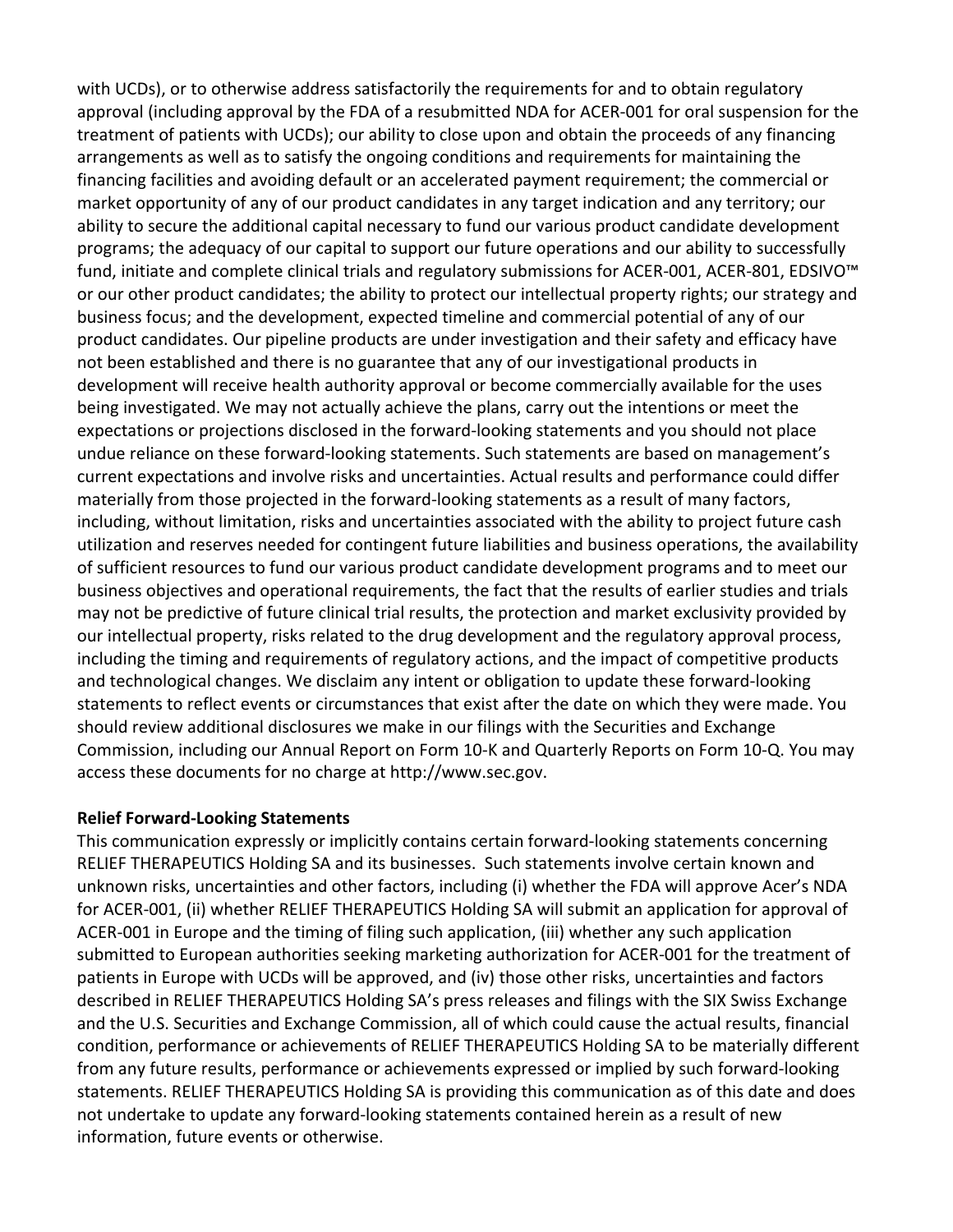with UCDs), or to otherwise address satisfactorily the requirements for and to obtain regulatory approval (including approval by the FDA of a resubmitted NDA for ACER-001 for oral suspension for the treatment of patients with UCDs); our ability to close upon and obtain the proceeds of any financing arrangements as well as to satisfy the ongoing conditions and requirements for maintaining the financing facilities and avoiding default or an accelerated payment requirement; the commercial or market opportunity of any of our product candidates in any target indication and any territory; our ability to secure the additional capital necessary to fund our various product candidate development programs; the adequacy of our capital to support our future operations and our ability to successfully fund, initiate and complete clinical trials and regulatory submissions for ACER-001, ACER-801, EDSIVO™ or our other product candidates; the ability to protect our intellectual property rights; our strategy and business focus; and the development, expected timeline and commercial potential of any of our product candidates. Our pipeline products are under investigation and their safety and efficacy have not been established and there is no guarantee that any of our investigational products in development will receive health authority approval or become commercially available for the uses being investigated. We may not actually achieve the plans, carry out the intentions or meet the expectations or projections disclosed in the forward-looking statements and you should not place undue reliance on these forward-looking statements. Such statements are based on management's current expectations and involve risks and uncertainties. Actual results and performance could differ materially from those projected in the forward-looking statements as a result of many factors, including, without limitation, risks and uncertainties associated with the ability to project future cash utilization and reserves needed for contingent future liabilities and business operations, the availability of sufficient resources to fund our various product candidate development programs and to meet our business objectives and operational requirements, the fact that the results of earlier studies and trials may not be predictive of future clinical trial results, the protection and market exclusivity provided by our intellectual property, risks related to the drug development and the regulatory approval process, including the timing and requirements of regulatory actions, and the impact of competitive products and technological changes. We disclaim any intent or obligation to update these forward-looking statements to reflect events or circumstances that exist after the date on which they were made. You should review additional disclosures we make in our filings with the Securities and Exchange Commission, including our Annual Report on Form 10-K and Quarterly Reports on Form 10-Q. You may access these documents for no charge at http://www.sec.gov.

**Relief Forward-Looking Statements**

This communication expressly or implicitly contains certain forward-looking statements concerning RELIEF THERAPEUTICS Holding SA and its businesses. Such statements involve certain known and unknown risks, uncertainties and other factors, including (i) whether the FDA will approve Acer's NDA for ACER-001, (ii) whether RELIEF THERAPEUTICS Holding SA will submit an application for approval of ACER-001 in Europe and the timing of filing such application, (iii) whether any such application submitted to European authorities seeking marketing authorization for ACER-001 for the treatment of patients in Europe with UCDs will be approved, and (iv) those other risks, uncertainties and factors described in RELIEF THERAPEUTICS Holding SA's press releases and filings with the SIX Swiss Exchange and the U.S. Securities and Exchange Commission, all of which could cause the actual results, financial condition, performance or achievements of RELIEF THERAPEUTICS Holding SA to be materially different from any future results, performance or achievements expressed or implied by such forward-looking statements. RELIEF THERAPEUTICS Holding SA is providing this communication as of this date and does not undertake to update any forward-looking statements contained herein as a result of new information, future events or otherwise.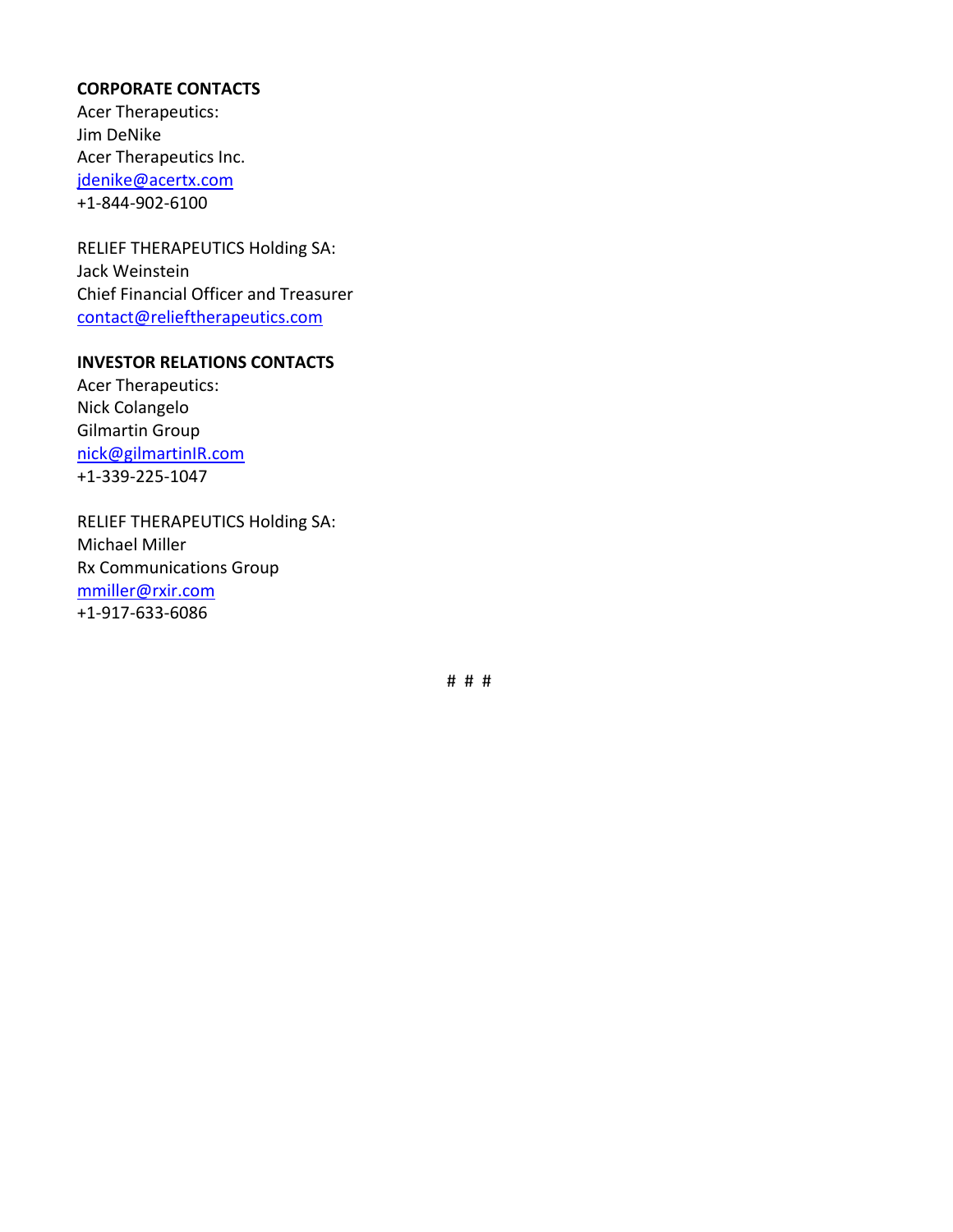**CORPORATE CONTACTS**

Acer Therapeutics:
Jim DeNike
Acer Therapeutics Inc.
jdenike@acertx.com
+1-844-902-6100

RELIEF THERAPEUTICS Holding SA:
Jack Weinstein
Chief Financial Officer and Treasurer
contact@reliefthorapeutics.com

**INVESTOR RELATIONS CONTACTS**

Acer Therapeutics:
Nick Colangelo
Gilmartin Group
nick@gilmartinIR.com
+1-339-225-1047

RELIEF THERAPEUTICS Holding SA:
Michael Miller
Rx Communications Group
mmiller@rxir.com
+1-917-633-6086

# # #